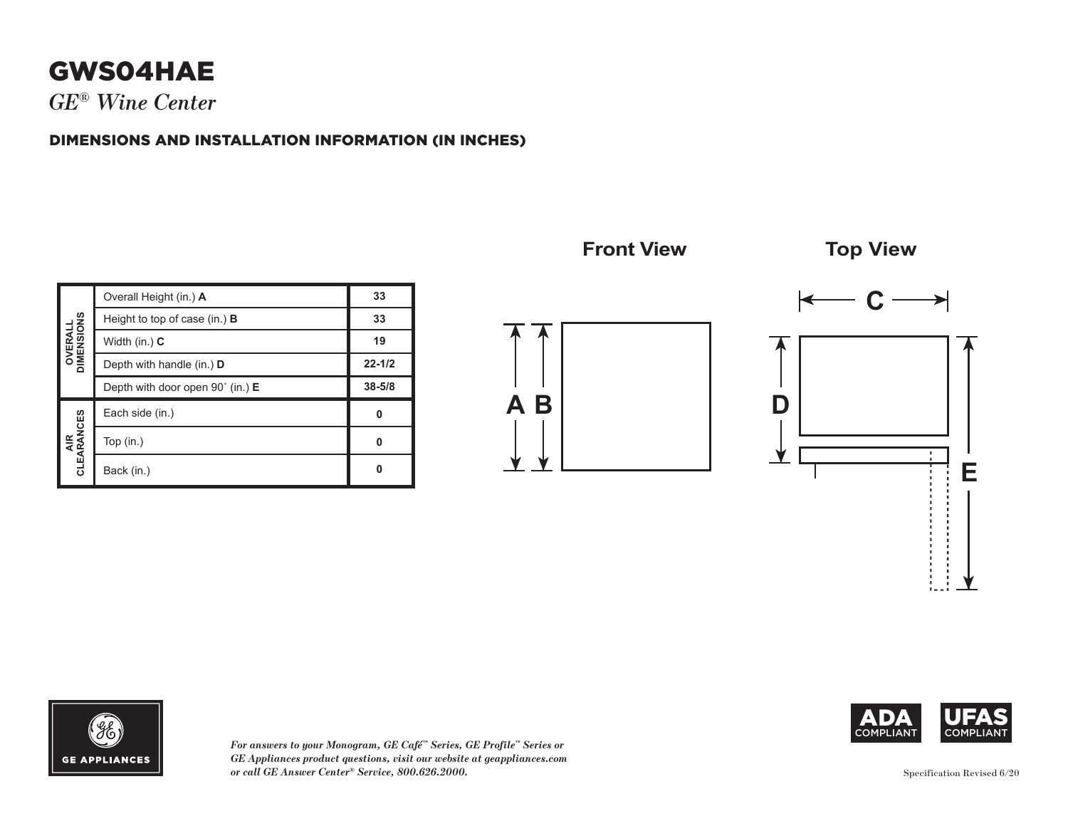# GWS04HAE

*GE® Wine Center*

## DIMENSIONS AND INSTALLATION INFORMATION (IN INCHES)

| | | |
|---|---|---|
| OVERALL DIMENSIONS | Overall Height (in.) **A** | 33 |
| | Height to top of case (in.) **B** | 33 |
| | Width (in.) **C** | 19 |
| | Depth with handle (in.) **D** | 22-1/2 |
| | Depth with door open 90˚ (in.) **E** | 38-5/8 |
| AIR CLEARANCES | Each side (in.) | 0 |
| | Top (in.) | 0 |
| | Back (in.) | 0 |

**Front View**

**Top View**

ADA COMPLIANT

UFAS COMPLIANT

*For answers to your Monogram, GE Café™ Series, GE Profile™ Series or GE Appliances product questions, visit our website at geappliances.com or call GE Answer Center® Service, 800.626.2000.*

Specification Revised 6/20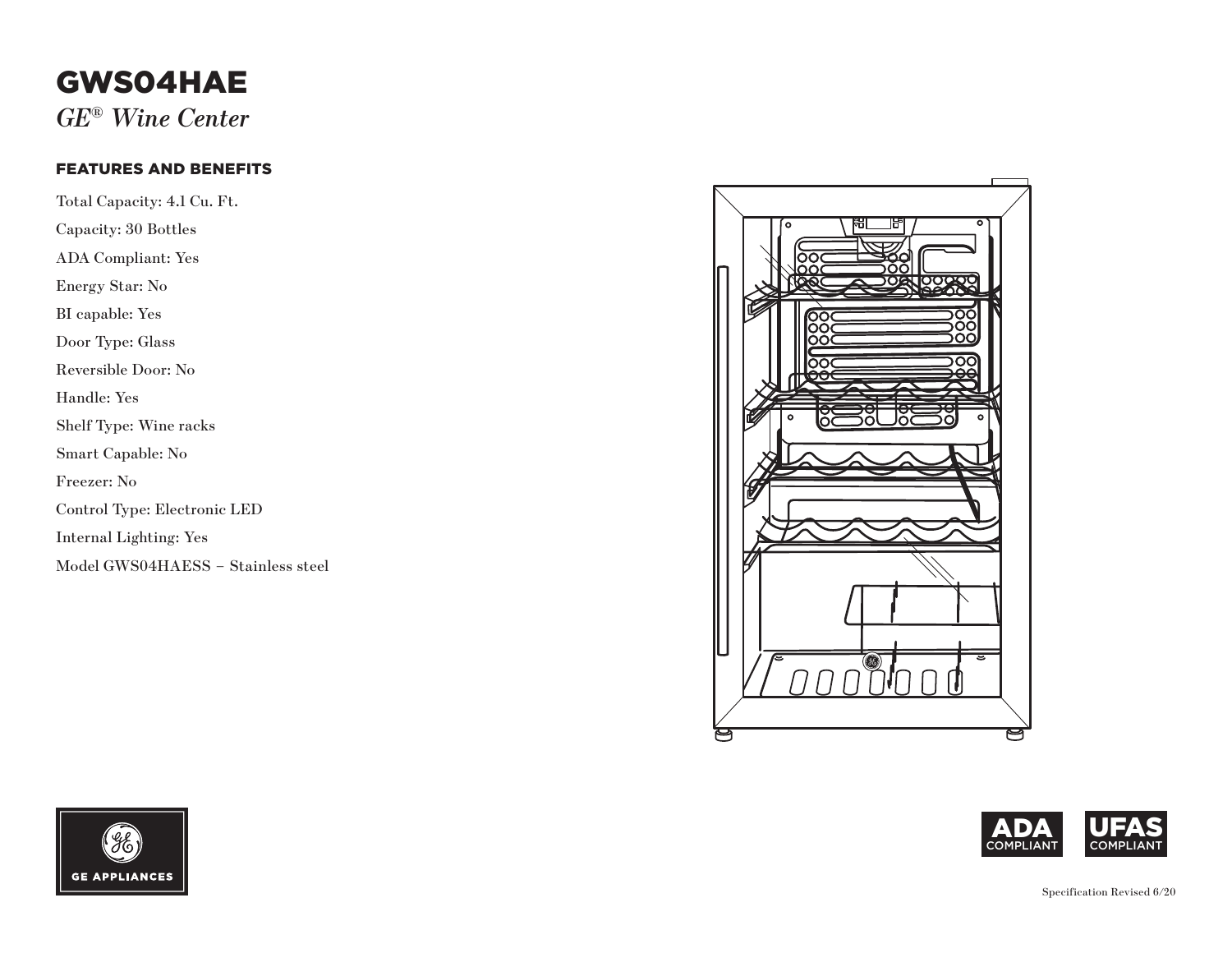# GWS04HAE

*GE® Wine Center*

## FEATURES AND BENEFITS

Total Capacity: 4.1 Cu. Ft.

Capacity: 30 Bottles

ADA Compliant: Yes

Energy Star: No

BI capable: Yes

Door Type: Glass

Reversible Door: No

Handle: Yes

Shelf Type: Wine racks

Smart Capable: No

Freezer: No

Control Type: Electronic LED

Internal Lighting: Yes

Model GWS04HAESS – Stainless steel

GE APPLIANCES

ADA COMPLIANT

UFAS COMPLIANT

Specification Revised 6/20